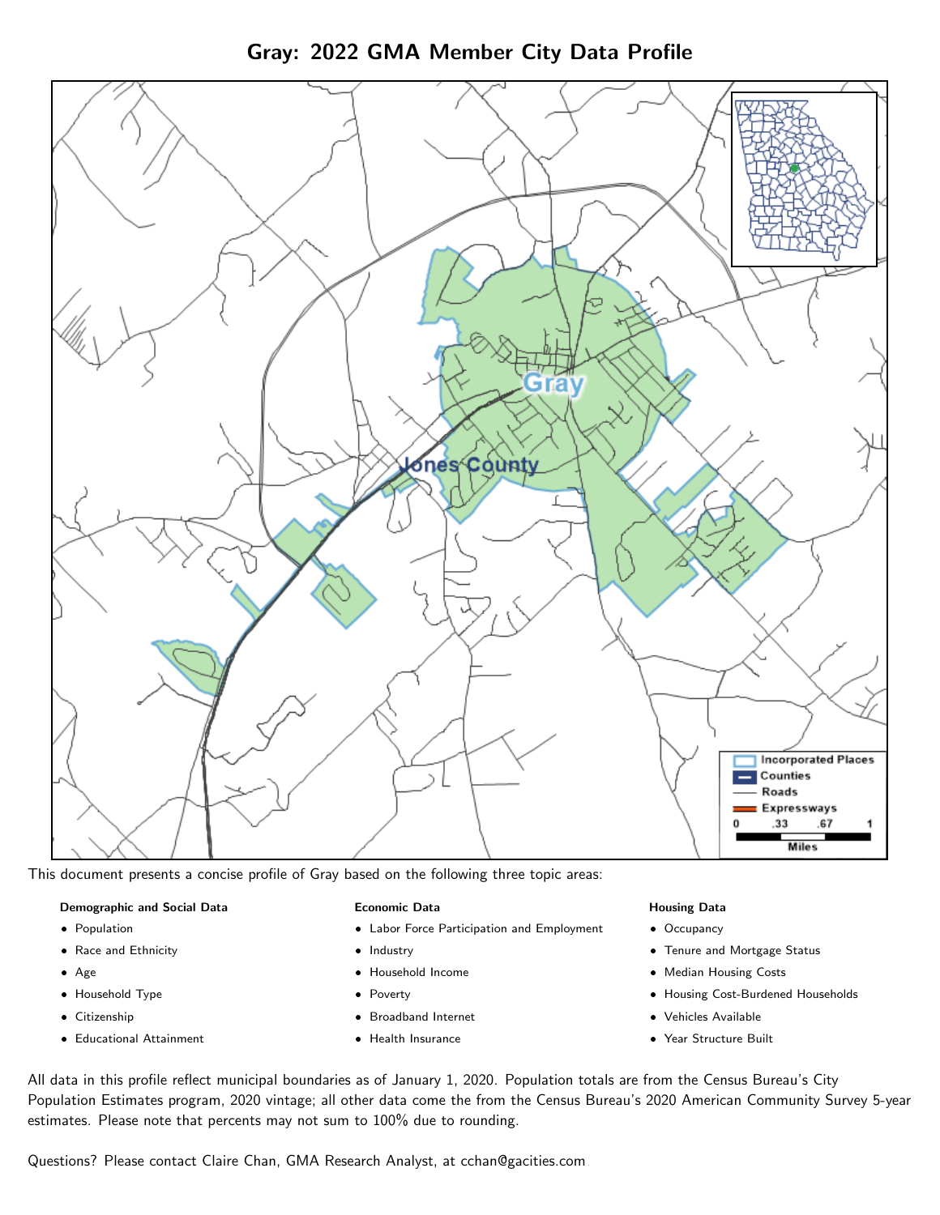# Gray: 2022 GMA Member City Data Profile

This document presents a concise profile of Gray based on the following three topic areas:

**Demographic and Social Data**

- Population
- Race and Ethnicity
- Age
- Household Type
- Citizenship
- Educational Attainment

**Economic Data**

- Labor Force Participation and Employment
- Industry
- Household Income
- Poverty
- Broadband Internet
- Health Insurance

**Housing Data**

- Occupancy
- Tenure and Mortgage Status
- Median Housing Costs
- Housing Cost-Burdened Households
- Vehicles Available
- Year Structure Built

All data in this profile reflect municipal boundaries as of January 1, 2020. Population totals are from the Census Bureau's City Population Estimates program, 2020 vintage; all other data come the from the Census Bureau's 2020 American Community Survey 5-year estimates. Please note that percents may not sum to 100% due to rounding.

Questions? Please contact Claire Chan, GMA Research Analyst, at cchan@gacities.com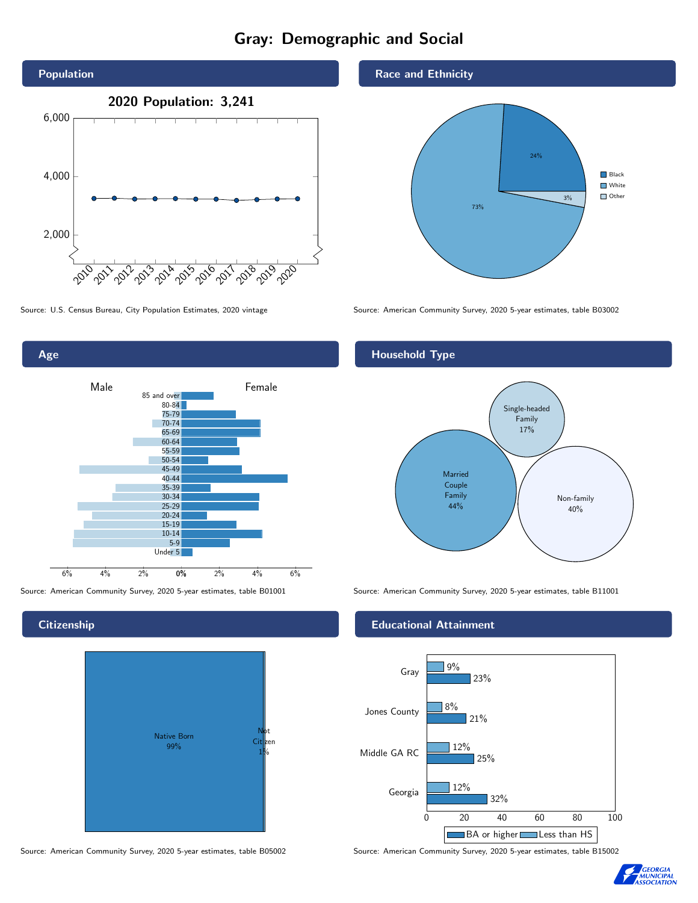# Gray: Demographic and Social

## Population

2020 Population: 3,241

Source: U.S. Census Bureau, City Population Estimates, 2020 vintage

## Race and Ethnicity

| Race | Percent |
| --- | --- |
| Black | 24% |
| White | 73% |
| Other | 3% |

Source: American Community Survey, 2020 5-year estimates, table B03002

## Age

Source: American Community Survey, 2020 5-year estimates, table B01001

## Household Type

| Household Type | Percent |
| --- | --- |
| Married Couple Family | 44% |
| Single-headed Family | 17% |
| Non-family | 40% |

Source: American Community Survey, 2020 5-year estimates, table B11001

## Citizenship

| Citizenship | Percent |
| --- | --- |
| Native Born | 99% |
| Not Citizen | 1% |

Source: American Community Survey, 2020 5-year estimates, table B05002

## Educational Attainment

| Area | Less than HS | BA or higher |
| --- | --- | --- |
| Gray | 9% | 23% |
| Jones County | 8% | 21% |
| Middle GA RC | 12% | 25% |
| Georgia | 12% | 32% |

Source: American Community Survey, 2020 5-year estimates, table B15002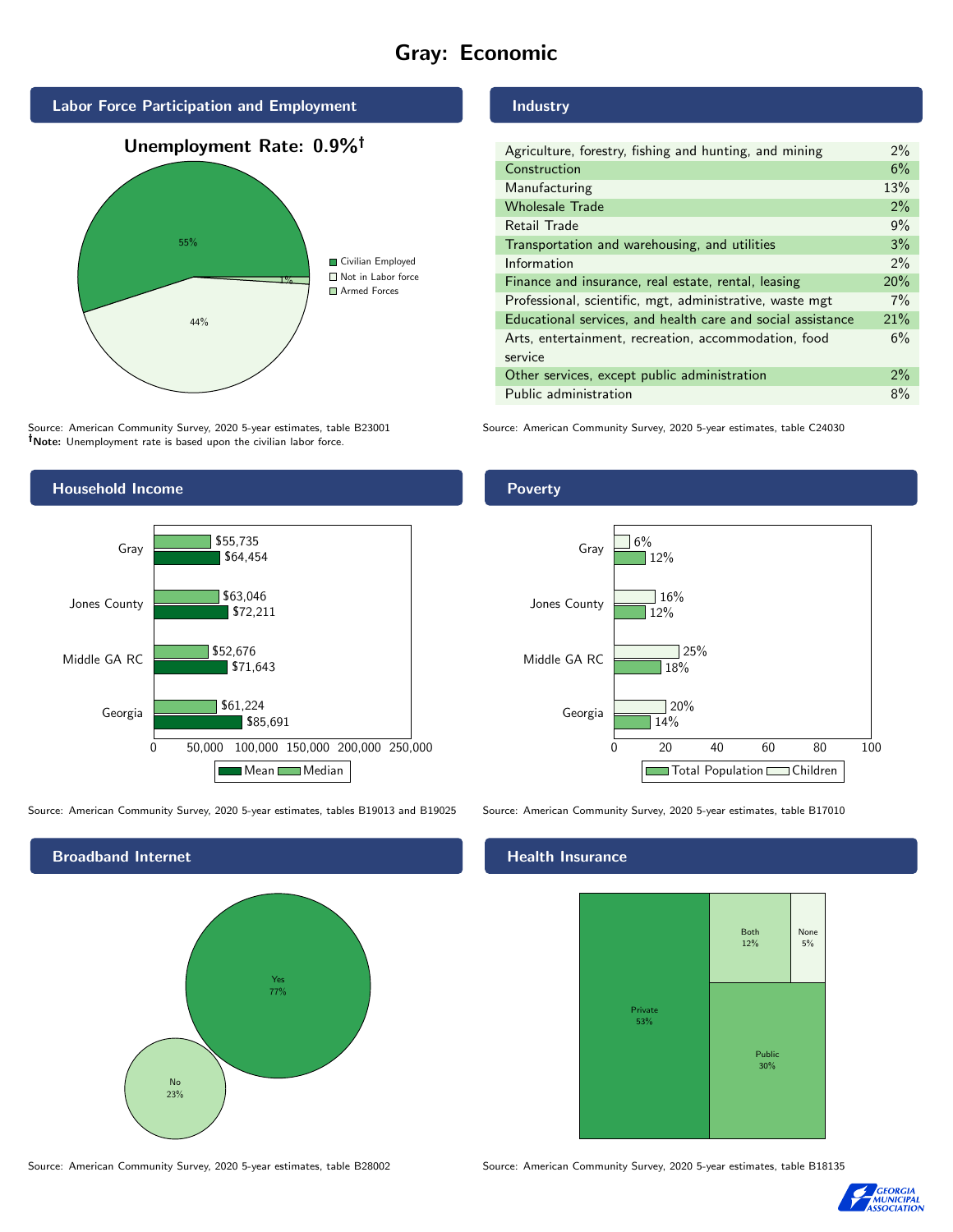# Gray: Economic

## Labor Force Participation and Employment

**Unemployment Rate: 0.9%†**

| Category | Percent |
|---|---|
| Civilian Employed | 55% |
| Not in Labor force | 44% |
| Armed Forces | 1% |

Source: American Community Survey, 2020 5-year estimates, table B23001
**†Note:** Unemployment rate is based upon the civilian labor force.

## Industry

| Industry | Percent |
|---|---|
| Agriculture, forestry, fishing and hunting, and mining | 2% |
| Construction | 6% |
| Manufacturing | 13% |
| Wholesale Trade | 2% |
| Retail Trade | 9% |
| Transportation and warehousing, and utilities | 3% |
| Information | 2% |
| Finance and insurance, real estate, rental, leasing | 20% |
| Professional, scientific, mgt, administrative, waste mgt | 7% |
| Educational services, and health care and social assistance | 21% |
| Arts, entertainment, recreation, accommodation, food service | 6% |
| Other services, except public administration | 2% |
| Public administration | 8% |

Source: American Community Survey, 2020 5-year estimates, table C24030

## Household Income

| Area | Median | Mean |
|---|---|---|
| Gray | $55,735 | $64,454 |
| Jones County | $63,046 | $72,211 |
| Middle GA RC | $52,676 | $71,643 |
| Georgia | $61,224 | $85,691 |

Source: American Community Survey, 2020 5-year estimates, tables B19013 and B19025

## Poverty

| Area | Children | Total Population |
|---|---|---|
| Gray | 6% | 12% |
| Jones County | 16% | 12% |
| Middle GA RC | 25% | 18% |
| Georgia | 20% | 14% |

Source: American Community Survey, 2020 5-year estimates, table B17010

## Broadband Internet

| Response | Percent |
|---|---|
| Yes | 77% |
| No | 23% |

Source: American Community Survey, 2020 5-year estimates, table B28002

## Health Insurance

| Type | Percent |
|---|---|
| Private | 53% |
| Public | 30% |
| Both | 12% |
| None | 5% |

Source: American Community Survey, 2020 5-year estimates, table B18135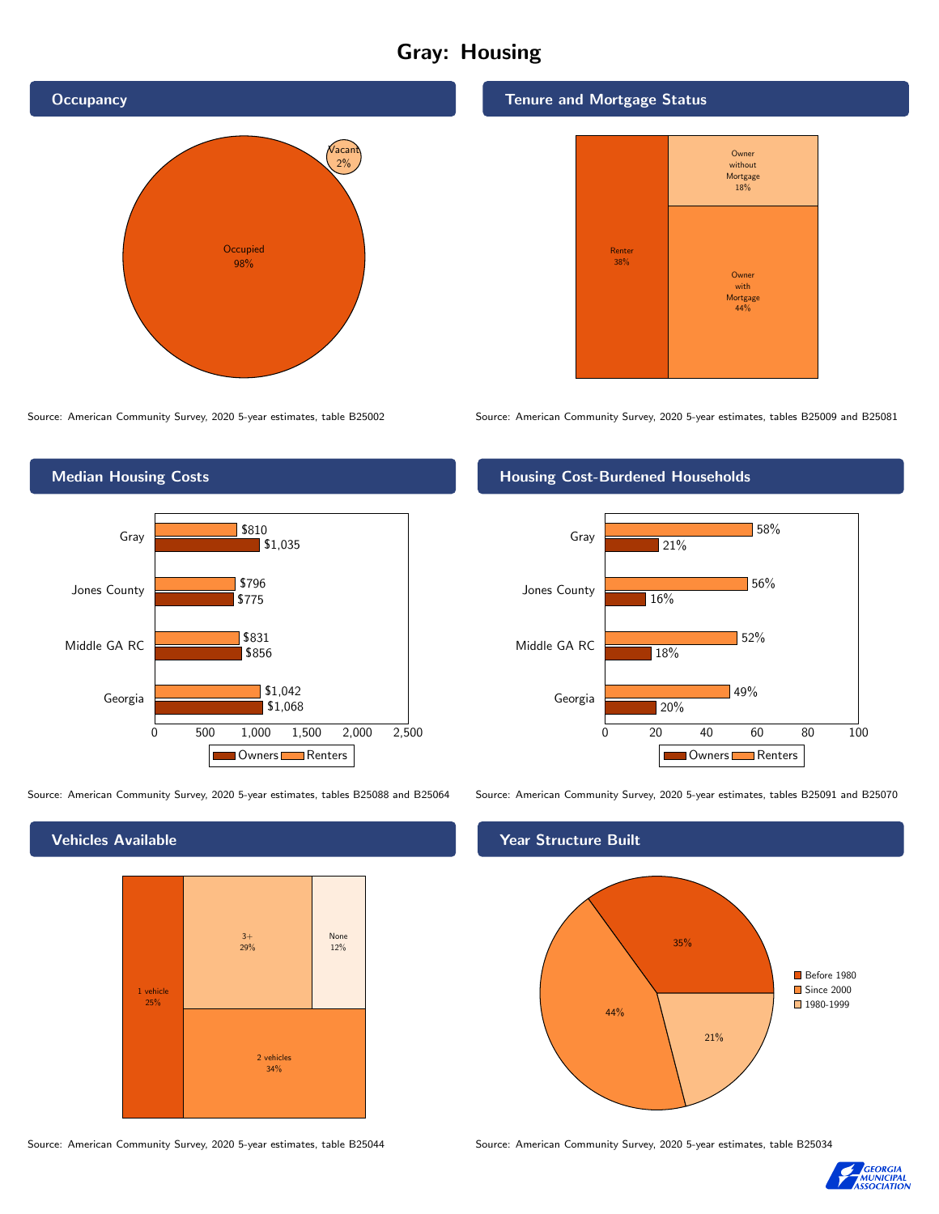# Gray: Housing

## Occupancy

Occupied
98%

Vacant
2%

Source: American Community Survey, 2020 5-year estimates, table B25002

## Tenure and Mortgage Status

Renter
38%

Owner without Mortgage
18%

Owner with Mortgage
44%

Source: American Community Survey, 2020 5-year estimates, tables B25009 and B25081

## Median Housing Costs

Gray: $810, $1,035

Jones County: $796, $775

Middle GA RC: $831, $856

Georgia: $1,042, $1,068

0, 500, 1,000, 1,500, 2,000, 2,500

Owners, Renters

Source: American Community Survey, 2020 5-year estimates, tables B25088 and B25064

## Housing Cost-Burdened Households

Gray: 58%, 21%

Jones County: 56%, 16%

Middle GA RC: 52%, 18%

Georgia: 49%, 20%

0, 20, 40, 60, 80, 100

Owners, Renters

Source: American Community Survey, 2020 5-year estimates, tables B25091 and B25070

## Vehicles Available

1 vehicle
25%

3+
29%

None
12%

2 vehicles
34%

Source: American Community Survey, 2020 5-year estimates, table B25044

## Year Structure Built

35%

44%

21%

Before 1980

Since 2000

1980-1999

Source: American Community Survey, 2020 5-year estimates, table B25034